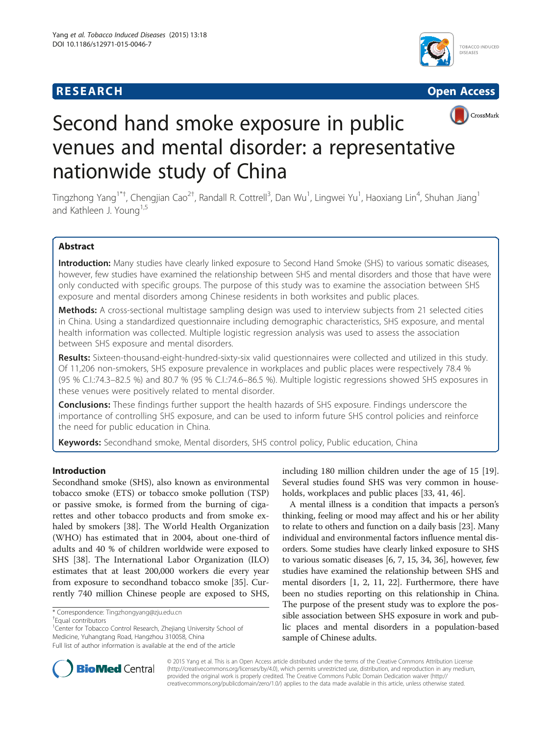# RESEARCH Open Access

# Second hand smoke exposure in public venues and mental disorder: a representative nationwide study of China

Tingzhong Yang[1*†], Chengjian Cao[2†], Randall R. Cottrell[3], Dan Wu[1], Lingwei Yu[1], Haoxiang Lin[4], Shuhan Jiang[1] and Kathleen J. Young[1,5]

## Abstract

**Introduction:** Many studies have clearly linked exposure to Second Hand Smoke (SHS) to various somatic diseases, however, few studies have examined the relationship between SHS and mental disorders and those that have were only conducted with specific groups. The purpose of this study was to examine the association between SHS exposure and mental disorders among Chinese residents in both worksites and public places.

**Methods:** A cross-sectional multistage sampling design was used to interview subjects from 21 selected cities in China. Using a standardized questionnaire including demographic characteristics, SHS exposure, and mental health information was collected. Multiple logistic regression analysis was used to assess the association between SHS exposure and mental disorders.

**Results:** Sixteen-thousand-eight-hundred-sixty-six valid questionnaires were collected and utilized in this study. Of 11,206 non-smokers, SHS exposure prevalence in workplaces and public places were respectively 78.4 % (95 % C.I.:74.3–82.5 %) and 80.7 % (95 % C.I.:74.6–86.5 %). Multiple logistic regressions showed SHS exposures in these venues were positively related to mental disorder.

**Conclusions:** These findings further support the health hazards of SHS exposure. Findings underscore the importance of controlling SHS exposure, and can be used to inform future SHS control policies and reinforce the need for public education in China.

**Keywords:** Secondhand smoke, Mental disorders, SHS control policy, Public education, China

## Introduction

Secondhand smoke (SHS), also known as environmental tobacco smoke (ETS) or tobacco smoke pollution (TSP) or passive smoke, is formed from the burning of cigarettes and other tobacco products and from smoke exhaled by smokers [38]. The World Health Organization (WHO) has estimated that in 2004, about one-third of adults and 40 % of children worldwide were exposed to SHS [38]. The International Labor Organization (ILO) estimates that at least 200,000 workers die every year from exposure to secondhand tobacco smoke [35]. Currently 740 million Chinese people are exposed to SHS, including 180 million children under the age of 15 [19]. Several studies found SHS was very common in households, workplaces and public places [33, 41, 46].

A mental illness is a condition that impacts a person's thinking, feeling or mood may affect and his or her ability to relate to others and function on a daily basis [23]. Many individual and environmental factors influence mental disorders. Some studies have clearly linked exposure to SHS to various somatic diseases [6, 7, 15, 34, 36], however, few studies have examined the relationship between SHS and mental disorders [1, 2, 11, 22]. Furthermore, there have been no studies reporting on this relationship in China. The purpose of the present study was to explore the possible association between SHS exposure in work and public places and mental disorders in a population-based sample of Chinese adults.

\* Correspondence: Tingzhongyang@zju.edu.cn
†Equal contributors
[1]Center for Tobacco Control Research, Zhejiang University School of Medicine, Yuhangtang Road, Hangzhou 310058, China
Full list of author information is available at the end of the article

© 2015 Yang et al. This is an Open Access article distributed under the terms of the Creative Commons Attribution License (http://creativecommons.org/licenses/by/4.0), which permits unrestricted use, distribution, and reproduction in any medium, provided the original work is properly credited. The Creative Commons Public Domain Dedication waiver (http://creativecommons.org/publicdomain/zero/1.0/) applies to the data made available in this article, unless otherwise stated.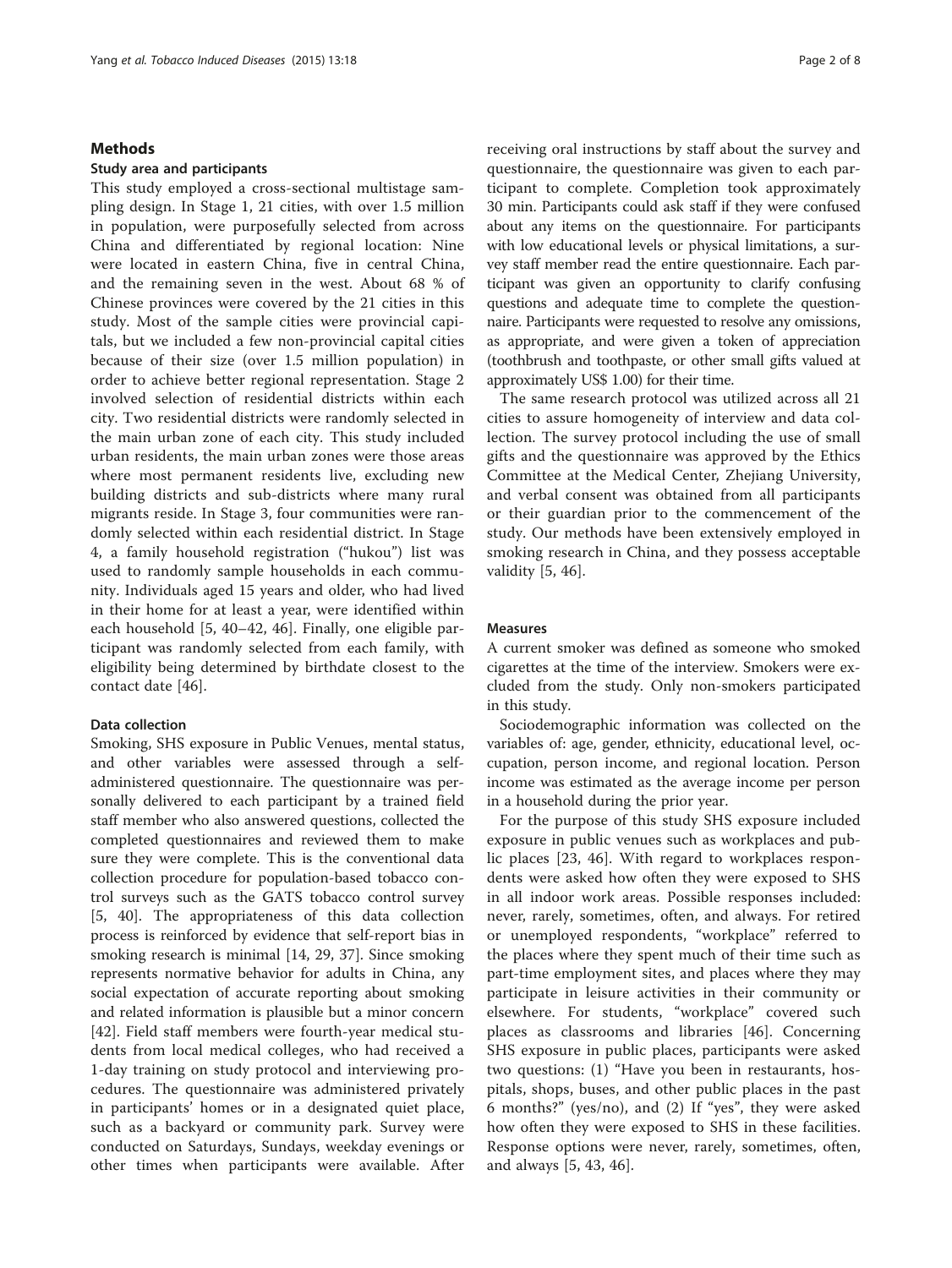## Methods

### Study area and participants

This study employed a cross-sectional multistage sampling design. In Stage 1, 21 cities, with over 1.5 million in population, were purposefully selected from across China and differentiated by regional location: Nine were located in eastern China, five in central China, and the remaining seven in the west. About 68 % of Chinese provinces were covered by the 21 cities in this study. Most of the sample cities were provincial capitals, but we included a few non-provincial capital cities because of their size (over 1.5 million population) in order to achieve better regional representation. Stage 2 involved selection of residential districts within each city. Two residential districts were randomly selected in the main urban zone of each city. This study included urban residents, the main urban zones were those areas where most permanent residents live, excluding new building districts and sub-districts where many rural migrants reside. In Stage 3, four communities were randomly selected within each residential district. In Stage 4, a family household registration ("hukou") list was used to randomly sample households in each community. Individuals aged 15 years and older, who had lived in their home for at least a year, were identified within each household [5, 40–42, 46]. Finally, one eligible participant was randomly selected from each family, with eligibility being determined by birthdate closest to the contact date [46].

### Data collection

Smoking, SHS exposure in Public Venues, mental status, and other variables were assessed through a self-administered questionnaire. The questionnaire was personally delivered to each participant by a trained field staff member who also answered questions, collected the completed questionnaires and reviewed them to make sure they were complete. This is the conventional data collection procedure for population-based tobacco control surveys such as the GATS tobacco control survey [5, 40]. The appropriateness of this data collection process is reinforced by evidence that self-report bias in smoking research is minimal [14, 29, 37]. Since smoking represents normative behavior for adults in China, any social expectation of accurate reporting about smoking and related information is plausible but a minor concern [42]. Field staff members were fourth-year medical students from local medical colleges, who had received a 1-day training on study protocol and interviewing procedures. The questionnaire was administered privately in participants' homes or in a designated quiet place, such as a backyard or community park. Survey were conducted on Saturdays, Sundays, weekday evenings or other times when participants were available. After receiving oral instructions by staff about the survey and questionnaire, the questionnaire was given to each participant to complete. Completion took approximately 30 min. Participants could ask staff if they were confused about any items on the questionnaire. For participants with low educational levels or physical limitations, a survey staff member read the entire questionnaire. Each participant was given an opportunity to clarify confusing questions and adequate time to complete the questionnaire. Participants were requested to resolve any omissions, as appropriate, and were given a token of appreciation (toothbrush and toothpaste, or other small gifts valued at approximately US$ 1.00) for their time.

The same research protocol was utilized across all 21 cities to assure homogeneity of interview and data collection. The survey protocol including the use of small gifts and the questionnaire was approved by the Ethics Committee at the Medical Center, Zhejiang University, and verbal consent was obtained from all participants or their guardian prior to the commencement of the study. Our methods have been extensively employed in smoking research in China, and they possess acceptable validity [5, 46].

### Measures

A current smoker was defined as someone who smoked cigarettes at the time of the interview. Smokers were excluded from the study. Only non-smokers participated in this study.

Sociodemographic information was collected on the variables of: age, gender, ethnicity, educational level, occupation, person income, and regional location. Person income was estimated as the average income per person in a household during the prior year.

For the purpose of this study SHS exposure included exposure in public venues such as workplaces and public places [23, 46]. With regard to workplaces respondents were asked how often they were exposed to SHS in all indoor work areas. Possible responses included: never, rarely, sometimes, often, and always. For retired or unemployed respondents, "workplace" referred to the places where they spent much of their time such as part-time employment sites, and places where they may participate in leisure activities in their community or elsewhere. For students, "workplace" covered such places as classrooms and libraries [46]. Concerning SHS exposure in public places, participants were asked two questions: (1) "Have you been in restaurants, hospitals, shops, buses, and other public places in the past 6 months?" (yes/no), and (2) If "yes", they were asked how often they were exposed to SHS in these facilities. Response options were never, rarely, sometimes, often, and always [5, 43, 46].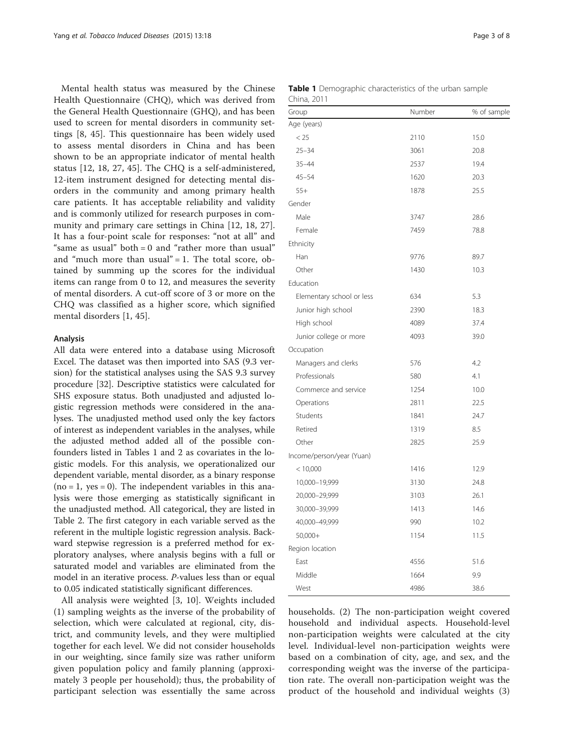Mental health status was measured by the Chinese Health Questionnaire (CHQ), which was derived from the General Health Questionnaire (GHQ), and has been used to screen for mental disorders in community settings [8, 45]. This questionnaire has been widely used to assess mental disorders in China and has been shown to be an appropriate indicator of mental health status [12, 18, 27, 45]. The CHQ is a self-administered, 12-item instrument designed for detecting mental disorders in the community and among primary health care patients. It has acceptable reliability and validity and is commonly utilized for research purposes in community and primary care settings in China [12, 18, 27]. It has a four-point scale for responses: "not at all" and "same as usual" both = 0 and "rather more than usual" and "much more than usual" = 1. The total score, obtained by summing up the scores for the individual items can range from 0 to 12, and measures the severity of mental disorders. A cut-off score of 3 or more on the CHQ was classified as a higher score, which signified mental disorders [1, 45].

### Analysis

All data were entered into a database using Microsoft Excel. The dataset was then imported into SAS (9.3 version) for the statistical analyses using the SAS 9.3 survey procedure [32]. Descriptive statistics were calculated for SHS exposure status. Both unadjusted and adjusted logistic regression methods were considered in the analyses. The unadjusted method used only the key factors of interest as independent variables in the analyses, while the adjusted method added all of the possible confounders listed in Tables 1 and 2 as covariates in the logistic models. For this analysis, we operationalized our dependent variable, mental disorder, as a binary response (no = 1, yes = 0). The independent variables in this analysis were those emerging as statistically significant in the unadjusted method. All categorical, they are listed in Table 2. The first category in each variable served as the referent in the multiple logistic regression analysis. Backward stepwise regression is a preferred method for exploratory analyses, where analysis begins with a full or saturated model and variables are eliminated from the model in an iterative process. *P*-values less than or equal to 0.05 indicated statistically significant differences.

All analysis were weighted [3, 10]. Weights included (1) sampling weights as the inverse of the probability of selection, which were calculated at regional, city, district, and community levels, and they were multiplied together for each level. We did not consider households in our weighting, since family size was rather uniform given population policy and family planning (approximately 3 people per household); thus, the probability of participant selection was essentially the same across households. (2) The non-participation weight covered household and individual aspects. Household-level non-participation weights were calculated at the city level. Individual-level non-participation weights were based on a combination of city, age, and sex, and the corresponding weight was the inverse of the participation rate. The overall non-participation weight was the product of the household and individual weights (3)

**Table 1** Demographic characteristics of the urban sample China, 2011

| Group | Number | % of sample |
|---|---|---|
| Age (years) | | |
| < 25 | 2110 | 15.0 |
| 25–34 | 3061 | 20.8 |
| 35–44 | 2537 | 19.4 |
| 45–54 | 1620 | 20.3 |
| 55+ | 1878 | 25.5 |
| Gender | | |
| Male | 3747 | 28.6 |
| Female | 7459 | 78.8 |
| Ethnicity | | |
| Han | 9776 | 89.7 |
| Other | 1430 | 10.3 |
| Education | | |
| Elementary school or less | 634 | 5.3 |
| Junior high school | 2390 | 18.3 |
| High school | 4089 | 37.4 |
| Junior college or more | 4093 | 39.0 |
| Occupation | | |
| Managers and clerks | 576 | 4.2 |
| Professionals | 580 | 4.1 |
| Commerce and service | 1254 | 10.0 |
| Operations | 2811 | 22.5 |
| Students | 1841 | 24.7 |
| Retired | 1319 | 8.5 |
| Other | 2825 | 25.9 |
| Income/person/year (Yuan) | | |
| < 10,000 | 1416 | 12.9 |
| 10,000–19,999 | 3130 | 24.8 |
| 20,000–29,999 | 3103 | 26.1 |
| 30,000–39,999 | 1413 | 14.6 |
| 40,000–49,999 | 990 | 10.2 |
| 50,000+ | 1154 | 11.5 |
| Region location | | |
| East | 4556 | 51.6 |
| Middle | 1664 | 9.9 |
| West | 4986 | 38.6 |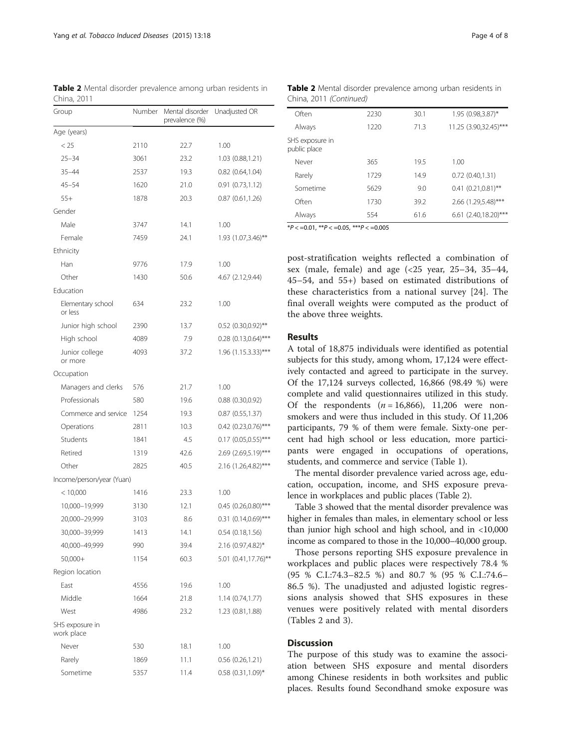**Table 2** Mental disorder prevalence among urban residents in China, 2011

| Group | Number | Mental disorder prevalence (%) | Unadjusted OR |
|---|---|---|---|
| Age (years) | | | |
| < 25 | 2110 | 22.7 | 1.00 |
| 25–34 | 3061 | 23.2 | 1.03 (0.88,1.21) |
| 35–44 | 2537 | 19.3 | 0.82 (0.64,1.04) |
| 45–54 | 1620 | 21.0 | 0.91 (0.73,1.12) |
| 55+ | 1878 | 20.3 | 0.87 (0.61,1.26) |
| Gender | | | |
| Male | 3747 | 14.1 | 1.00 |
| Female | 7459 | 24.1 | 1.93 (1.07,3.46)** |
| Ethnicity | | | |
| Han | 9776 | 17.9 | 1.00 |
| Other | 1430 | 50.6 | 4.67 (2.12,9.44) |
| Education | | | |
| Elementary school or less | 634 | 23.2 | 1.00 |
| Junior high school | 2390 | 13.7 | 0.52 (0.30,0.92)** |
| High school | 4089 | 7.9 | 0.28 (0.13,0.64)*** |
| Junior college or more | 4093 | 37.2 | 1.96 (1.15.3.33)*** |
| Occupation | | | |
| Managers and clerks | 576 | 21.7 | 1.00 |
| Professionals | 580 | 19.6 | 0.88 (0.30,0.92) |
| Commerce and service | 1254 | 19.3 | 0.87 (0.55,1.37) |
| Operations | 2811 | 10.3 | 0.42 (0.23,0.76)*** |
| Students | 1841 | 4.5 | 0.17 (0.05,0.55)*** |
| Retired | 1319 | 42.6 | 2.69 (2.69,5.19)*** |
| Other | 2825 | 40.5 | 2.16 (1.26,4.82)*** |
| Income/person/year (Yuan) | | | |
| < 10,000 | 1416 | 23.3 | 1.00 |
| 10,000–19,999 | 3130 | 12.1 | 0.45 (0.26,0.80)*** |
| 20,000–29,999 | 3103 | 8.6 | 0.31 (0.14,0.69)*** |
| 30,000–39,999 | 1413 | 14.1 | 0.54 (0.18,1.56) |
| 40,000–49,999 | 990 | 39.4 | 2.16 (0.97,4.82)* |
| 50,000+ | 1154 | 60.3 | 5.01 (0.41,17.76)** |
| Region location | | | |
| East | 4556 | 19.6 | 1.00 |
| Middle | 1664 | 21.8 | 1.14 (0.74,1.77) |
| West | 4986 | 23.2 | 1.23 (0.81,1.88) |
| SHS exposure in work place | | | |
| Never | 530 | 18.1 | 1.00 |
| Rarely | 1869 | 11.1 | 0.56 (0.26,1.21) |
| Sometime | 5357 | 11.4 | 0.58 (0.31,1.09)* |
| Often | 2230 | 30.1 | 1.95 (0.98,3.87)* |
| Always | 1220 | 71.3 | 11.25 (3.90,32.45)*** |
| SHS exposure in public place | | | |
| Never | 365 | 19.5 | 1.00 |
| Rarely | 1729 | 14.9 | 0.72 (0.40,1.31) |
| Sometime | 5629 | 9.0 | 0.41 (0.21,0.81)** |
| Often | 1730 | 39.2 | 2.66 (1.29,5.48)*** |
| Always | 554 | 61.6 | 6.61 (2.40,18.20)*** |

*P < =0.01, **P < =0.05, ***P < =0.005

post-stratification weights reflected a combination of sex (male, female) and age (<25 year, 25–34, 35–44, 45–54, and 55+) based on estimated distributions of these characteristics from a national survey [24]. The final overall weights were computed as the product of the above three weights.

## Results

A total of 18,875 individuals were identified as potential subjects for this study, among whom, 17,124 were effectively contacted and agreed to participate in the survey. Of the 17,124 surveys collected, 16,866 (98.49 %) were complete and valid questionnaires utilized in this study. Of the respondents ($n = 16{,}866$), 11,206 were non-smokers and were thus included in this study. Of 11,206 participants, 79 % of them were female. Sixty-one percent had high school or less education, more participants were engaged in occupations of operations, students, and commerce and service (Table 1).

The mental disorder prevalence varied across age, education, occupation, income, and SHS exposure prevalence in workplaces and public places (Table 2).

Table 3 showed that the mental disorder prevalence was higher in females than males, in elementary school or less than junior high school and high school, and in <10,000 income as compared to those in the 10,000–40,000 group.

Those persons reporting SHS exposure prevalence in workplaces and public places were respectively 78.4 % (95 % C.I.:74.3–82.5 %) and 80.7 % (95 % C.I.:74.6–86.5 %). The unadjusted and adjusted logistic regressions analysis showed that SHS exposures in these venues were positively related with mental disorders (Tables 2 and 3).

## Discussion

The purpose of this study was to examine the association between SHS exposure and mental disorders among Chinese residents in both worksites and public places. Results found Secondhand smoke exposure was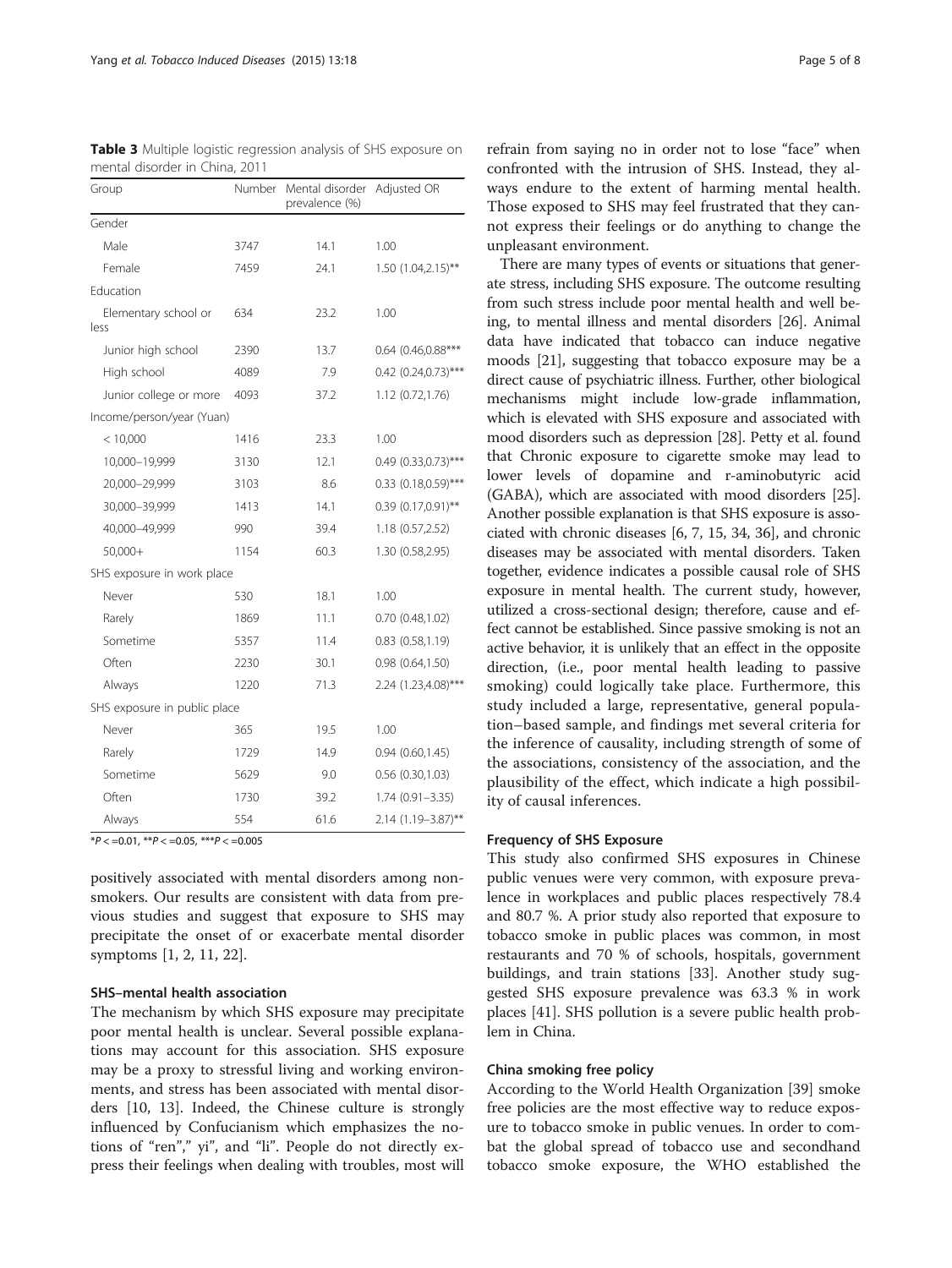**Table 3** Multiple logistic regression analysis of SHS exposure on mental disorder in China, 2011

| Group | Number | Mental disorder prevalence (%) | Adjusted OR |
|---|---|---|---|
| Gender | | | |
| Male | 3747 | 14.1 | 1.00 |
| Female | 7459 | 24.1 | 1.50 (1.04,2.15)** |
| Education | | | |
| Elementary school or less | 634 | 23.2 | 1.00 |
| Junior high school | 2390 | 13.7 | 0.64 (0.46,0.88*** |
| High school | 4089 | 7.9 | 0.42 (0.24,0.73)*** |
| Junior college or more | 4093 | 37.2 | 1.12 (0.72,1.76) |
| Income/person/year (Yuan) | | | |
| < 10,000 | 1416 | 23.3 | 1.00 |
| 10,000–19,999 | 3130 | 12.1 | 0.49 (0.33,0.73)*** |
| 20,000–29,999 | 3103 | 8.6 | 0.33 (0.18,0.59)*** |
| 30,000–39,999 | 1413 | 14.1 | 0.39 (0.17,0.91)** |
| 40,000–49,999 | 990 | 39.4 | 1.18 (0.57,2.52) |
| 50,000+ | 1154 | 60.3 | 1.30 (0.58,2.95) |
| SHS exposure in work place | | | |
| Never | 530 | 18.1 | 1.00 |
| Rarely | 1869 | 11.1 | 0.70 (0.48,1.02) |
| Sometime | 5357 | 11.4 | 0.83 (0.58,1.19) |
| Often | 2230 | 30.1 | 0.98 (0.64,1.50) |
| Always | 1220 | 71.3 | 2.24 (1.23,4.08)*** |
| SHS exposure in public place | | | |
| Never | 365 | 19.5 | 1.00 |
| Rarely | 1729 | 14.9 | 0.94 (0.60,1.45) |
| Sometime | 5629 | 9.0 | 0.56 (0.30,1.03) |
| Often | 1730 | 39.2 | 1.74 (0.91–3.35) |
| Always | 554 | 61.6 | 2.14 (1.19–3.87)** |

*$P <= 0.01$, **$P <= 0.05$, ***$P <= 0.005$

positively associated with mental disorders among non-smokers. Our results are consistent with data from previous studies and suggest that exposure to SHS may precipitate the onset of or exacerbate mental disorder symptoms [1, 2, 11, 22].

### SHS–mental health association

The mechanism by which SHS exposure may precipitate poor mental health is unclear. Several possible explanations may account for this association. SHS exposure may be a proxy to stressful living and working environments, and stress has been associated with mental disorders [10, 13]. Indeed, the Chinese culture is strongly influenced by Confucianism which emphasizes the notions of "ren"," yi", and "li". People do not directly express their feelings when dealing with troubles, most will refrain from saying no in order not to lose "face" when confronted with the intrusion of SHS. Instead, they always endure to the extent of harming mental health. Those exposed to SHS may feel frustrated that they cannot express their feelings or do anything to change the unpleasant environment.

There are many types of events or situations that generate stress, including SHS exposure. The outcome resulting from such stress include poor mental health and well being, to mental illness and mental disorders [26]. Animal data have indicated that tobacco can induce negative moods [21], suggesting that tobacco exposure may be a direct cause of psychiatric illness. Further, other biological mechanisms might include low-grade inflammation, which is elevated with SHS exposure and associated with mood disorders such as depression [28]. Petty et al. found that Chronic exposure to cigarette smoke may lead to lower levels of dopamine and r-aminobutyric acid (GABA), which are associated with mood disorders [25]. Another possible explanation is that SHS exposure is associated with chronic diseases [6, 7, 15, 34, 36], and chronic diseases may be associated with mental disorders. Taken together, evidence indicates a possible causal role of SHS exposure in mental health. The current study, however, utilized a cross-sectional design; therefore, cause and effect cannot be established. Since passive smoking is not an active behavior, it is unlikely that an effect in the opposite direction, (i.e., poor mental health leading to passive smoking) could logically take place. Furthermore, this study included a large, representative, general population–based sample, and findings met several criteria for the inference of causality, including strength of some of the associations, consistency of the association, and the plausibility of the effect, which indicate a high possibility of causal inferences.

### Frequency of SHS Exposure

This study also confirmed SHS exposures in Chinese public venues were very common, with exposure prevalence in workplaces and public places respectively 78.4 and 80.7 %. A prior study also reported that exposure to tobacco smoke in public places was common, in most restaurants and 70 % of schools, hospitals, government buildings, and train stations [33]. Another study suggested SHS exposure prevalence was 63.3 % in work places [41]. SHS pollution is a severe public health problem in China.

### China smoking free policy

According to the World Health Organization [39] smoke free policies are the most effective way to reduce exposure to tobacco smoke in public venues. In order to combat the global spread of tobacco use and secondhand tobacco smoke exposure, the WHO established the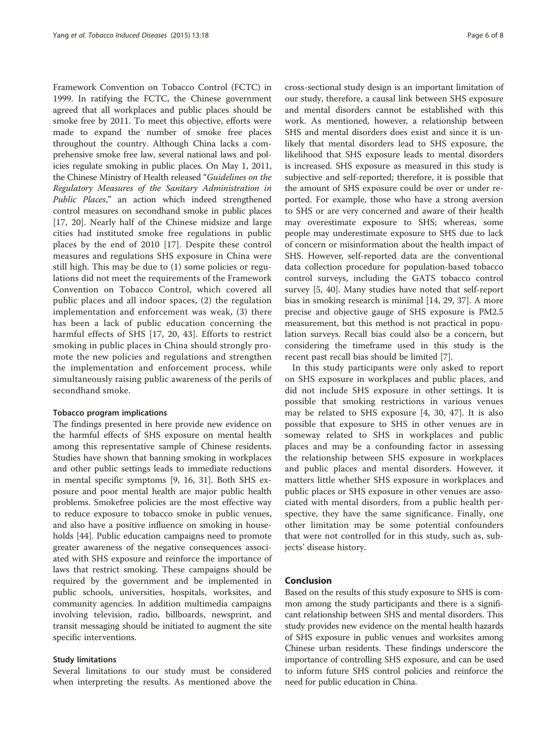Framework Convention on Tobacco Control (FCTC) in 1999. In ratifying the FCTC, the Chinese government agreed that all workplaces and public places should be smoke free by 2011. To meet this objective, efforts were made to expand the number of smoke free places throughout the country. Although China lacks a comprehensive smoke free law, several national laws and policies regulate smoking in public places. On May 1, 2011, the Chinese Ministry of Health released "*Guidelines on the Regulatory Measures of the Sanitary Administration in Public Places*," an action which indeed strengthened control measures on secondhand smoke in public places [17, 20]. Nearly half of the Chinese midsize and large cities had instituted smoke free regulations in public places by the end of 2010 [17]. Despite these control measures and regulations SHS exposure in China were still high. This may be due to (1) some policies or regulations did not meet the requirements of the Framework Convention on Tobacco Control, which covered all public places and all indoor spaces, (2) the regulation implementation and enforcement was weak, (3) there has been a lack of public education concerning the harmful effects of SHS [17, 20, 43]. Efforts to restrict smoking in public places in China should strongly promote the new policies and regulations and strengthen the implementation and enforcement process, while simultaneously raising public awareness of the perils of secondhand smoke.

### Tobacco program implications

The findings presented in here provide new evidence on the harmful effects of SHS exposure on mental health among this representative sample of Chinese residents. Studies have shown that banning smoking in workplaces and other public settings leads to immediate reductions in mental specific symptoms [9, 16, 31]. Both SHS exposure and poor mental health are major public health problems. Smokefree policies are the most effective way to reduce exposure to tobacco smoke in public venues, and also have a positive influence on smoking in households [44]. Public education campaigns need to promote greater awareness of the negative consequences associated with SHS exposure and reinforce the importance of laws that restrict smoking. These campaigns should be required by the government and be implemented in public schools, universities, hospitals, worksites, and community agencies. In addition multimedia campaigns involving television, radio, billboards, newsprint, and transit messaging should be initiated to augment the site specific interventions.

### Study limitations

Several limitations to our study must be considered when interpreting the results. As mentioned above the cross-sectional study design is an important limitation of our study, therefore, a causal link between SHS exposure and mental disorders cannot be established with this work. As mentioned, however, a relationship between SHS and mental disorders does exist and since it is unlikely that mental disorders lead to SHS exposure, the likelihood that SHS exposure leads to mental disorders is increased. SHS exposure as measured in this study is subjective and self-reported; therefore, it is possible that the amount of SHS exposure could be over or under reported. For example, those who have a strong aversion to SHS or are very concerned and aware of their health may overestimate exposure to SHS; whereas, some people may underestimate exposure to SHS due to lack of concern or misinformation about the health impact of SHS. However, self-reported data are the conventional data collection procedure for population-based tobacco control surveys, including the GATS tobacco control survey [5, 40]. Many studies have noted that self-report bias in smoking research is minimal [14, 29, 37]. A more precise and objective gauge of SHS exposure is PM2.5 measurement, but this method is not practical in population surveys. Recall bias could also be a concern, but considering the timeframe used in this study is the recent past recall bias should be limited [7].

In this study participants were only asked to report on SHS exposure in workplaces and public places, and did not include SHS exposure in other settings. It is possible that smoking restrictions in various venues may be related to SHS exposure [4, 30, 47]. It is also possible that exposure to SHS in other venues are in someway related to SHS in workplaces and public places and may be a confounding factor in assessing the relationship between SHS exposure in workplaces and public places and mental disorders. However, it matters little whether SHS exposure in workplaces and public places or SHS exposure in other venues are associated with mental disorders, from a public health perspective, they have the same significance. Finally, one other limitation may be some potential confounders that were not controlled for in this study, such as, subjects' disease history.

## Conclusion

Based on the results of this study exposure to SHS is common among the study participants and there is a significant relationship between SHS and mental disorders. This study provides new evidence on the mental health hazards of SHS exposure in public venues and worksites among Chinese urban residents. These findings underscore the importance of controlling SHS exposure, and can be used to inform future SHS control policies and reinforce the need for public education in China.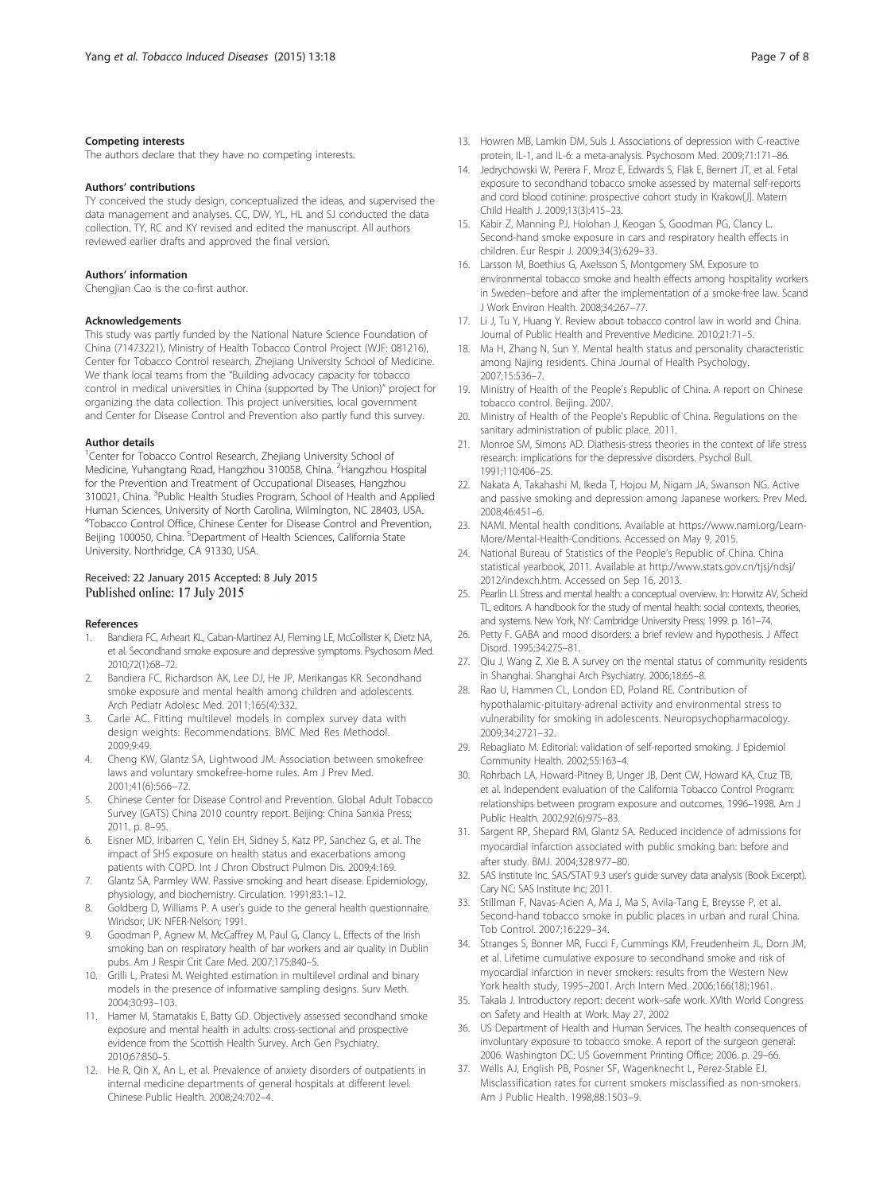### Competing interests

The authors declare that they have no competing interests.

### Authors' contributions

TY conceived the study design, conceptualized the ideas, and supervised the data management and analyses. CC, DW, YL, HL and SJ conducted the data collection. TY, RC and KY revised and edited the manuscript. All authors reviewed earlier drafts and approved the final version.

### Authors' information

Chengjian Cao is the co-first author.

### Acknowledgements

This study was partly funded by the National Nature Science Foundation of China (71473221), Ministry of Health Tobacco Control Project (WJF: 081216), Center for Tobacco Control research, Zhejiang University School of Medicine. We thank local teams from the "Building advocacy capacity for tobacco control in medical universities in China (supported by The Union)" project for organizing the data collection. This project universities, local government and Center for Disease Control and Prevention also partly fund this survey.

### Author details

[1]Center for Tobacco Control Research, Zhejiang University School of Medicine, Yuhangtang Road, Hangzhou 310058, China. [2]Hangzhou Hospital for the Prevention and Treatment of Occupational Diseases, Hangzhou 310021, China. [3]Public Health Studies Program, School of Health and Applied Human Sciences, University of North Carolina, Wilmington, NC 28403, USA. [4]Tobacco Control Office, Chinese Center for Disease Control and Prevention, Beijing 100050, China. [5]Department of Health Sciences, California State University, Northridge, CA 91330, USA.

Received: 22 January 2015 Accepted: 8 July 2015
Published online: 17 July 2015

### References

1. Bandiera FC, Arheart KL, Caban-Martinez AJ, Fleming LE, McCollister K, Dietz NA, et al. Secondhand smoke exposure and depressive symptoms. Psychosom Med. 2010;72(1):68–72.
2. Bandiera FC, Richardson AK, Lee DJ, He JP, Merikangas KR. Secondhand smoke exposure and mental health among children and adolescents. Arch Pediatr Adolesc Med. 2011;165(4):332.
3. Carle AC. Fitting multilevel models in complex survey data with design weights: Recommendations. BMC Med Res Methodol. 2009;9:49.
4. Cheng KW, Glantz SA, Lightwood JM. Association between smokefree laws and voluntary smokefree-home rules. Am J Prev Med. 2001;41(6):566–72.
5. Chinese Center for Disease Control and Prevention. Global Adult Tobacco Survey (GATS) China 2010 country report. Beijing: China Sanxia Press; 2011. p. 8–95.
6. Eisner MD, Iribarren C, Yelin EH, Sidney S, Katz PP, Sanchez G, et al. The impact of SHS exposure on health status and exacerbations among patients with COPD. Int J Chron Obstruct Pulmon Dis. 2009;4:169.
7. Glantz SA, Parmley WW. Passive smoking and heart disease. Epidemiology, physiology, and biochemistry. Circulation. 1991;83:1–12.
8. Goldberg D, Williams P. A user's guide to the general health questionnaire. Windsor, UK: NFER-Nelson; 1991.
9. Goodman P, Agnew M, McCaffrey M, Paul G, Clancy L. Effects of the Irish smoking ban on respiratory health of bar workers and air quality in Dublin pubs. Am J Respir Crit Care Med. 2007;175:840–5.
10. Grilli L, Pratesi M. Weighted estimation in multilevel ordinal and binary models in the presence of informative sampling designs. Surv Meth. 2004;30:93–103.
11. Hamer M, Stamatakis E, Batty GD. Objectively assessed secondhand smoke exposure and mental health in adults: cross-sectional and prospective evidence from the Scottish Health Survey. Arch Gen Psychiatry. 2010;67:850–5.
12. He R, Qin X, An L, et al. Prevalence of anxiety disorders of outpatients in internal medicine departments of general hospitals at different level. Chinese Public Health. 2008;24:702–4.
13. Howren MB, Lamkin DM, Suls J. Associations of depression with C-reactive protein, IL-1, and IL-6: a meta-analysis. Psychosom Med. 2009;71:171–86.
14. Jedrychowski W, Perera F, Mroz E, Edwards S, Flak E, Bernert JT, et al. Fetal exposure to secondhand tobacco smoke assessed by maternal self-reports and cord blood cotinine: prospective cohort study in Krakow[J]. Matern Child Health J. 2009;13(3):415–23.
15. Kabir Z, Manning PJ, Holohan J, Keogan S, Goodman PG, Clancy L. Second-hand smoke exposure in cars and respiratory health effects in children. Eur Respir J. 2009;34(3):629–33.
16. Larsson M, Boethius G, Axelsson S, Montgomery SM. Exposure to environmental tobacco smoke and health effects among hospitality workers in Sweden–before and after the implementation of a smoke-free law. Scand J Work Environ Health. 2008;34:267–77.
17. Li J, Tu Y, Huang Y. Review about tobacco control law in world and China. Journal of Public Health and Preventive Medicine. 2010;21:71–5.
18. Ma H, Zhang N, Sun Y. Mental health status and personality characteristic among Najing residents. China Journal of Health Psychology. 2007;15:536–7.
19. Ministry of Health of the People's Republic of China. A report on Chinese tobacco control. Beijing. 2007.
20. Ministry of Health of the People's Republic of China. Regulations on the sanitary administration of public place. 2011.
21. Monroe SM, Simons AD. Diathesis-stress theories in the context of life stress research: implications for the depressive disorders. Psychol Bull. 1991;110:406–25.
22. Nakata A, Takahashi M, Ikeda T, Hojou M, Nigam JA, Swanson NG. Active and passive smoking and depression among Japanese workers. Prev Med. 2008;46:451–6.
23. NAMI. Mental health conditions. Available at https://www.nami.org/Learn-More/Mental-Health-Conditions. Accessed on May 9, 2015.
24. National Bureau of Statistics of the People's Republic of China. China statistical yearbook, 2011. Available at http://www.stats.gov.cn/tjsj/ndsj/2012/indexch.htm. Accessed on Sep 16, 2013.
25. Pearlin LI. Stress and mental health: a conceptual overview. In: Horwitz AV, Scheid TL, editors. A handbook for the study of mental health: social contexts, theories, and systems. New York, NY: Cambridge University Press; 1999. p. 161–74.
26. Petty F. GABA and mood disorders: a brief review and hypothesis. J Affect Disord. 1995;34:275–81.
27. Qiu J, Wang Z, Xie B. A survey on the mental status of community residents in Shanghai. Shanghai Arch Psychiatry. 2006;18:65–8.
28. Rao U, Hammen CL, London ED, Poland RE. Contribution of hypothalamic-pituitary-adrenal activity and environmental stress to vulnerability for smoking in adolescents. Neuropsychopharmacology. 2009;34:2721–32.
29. Rebagliato M. Editorial: validation of self-reported smoking. J Epidemiol Community Health. 2002;55:163–4.
30. Rohrbach LA, Howard-Pitney B, Unger JB, Dent CW, Howard KA, Cruz TB, et al. Independent evaluation of the California Tobacco Control Program: relationships between program exposure and outcomes, 1996–1998. Am J Public Health. 2002;92(6):975–83.
31. Sargent RP, Shepard RM, Glantz SA. Reduced incidence of admissions for myocardial infarction associated with public smoking ban: before and after study. BMJ. 2004;328:977–80.
32. SAS Institute Inc. SAS/STAT 9.3 user's guide survey data analysis (Book Excerpt). Cary NC: SAS Institute Inc; 2011.
33. Stillman F, Navas-Acien A, Ma J, Ma S, Avila-Tang E, Breysse P, et al. Second-hand tobacco smoke in public places in urban and rural China. Tob Control. 2007;16:229–34.
34. Stranges S, Bonner MR, Fucci F, Cummings KM, Freudenheim JL, Dorn JM, et al. Lifetime cumulative exposure to secondhand smoke and risk of myocardial infarction in never smokers: results from the Western New York health study, 1995–2001. Arch Intern Med. 2006;166(18):1961.
35. Takala J. Introductory report: decent work–safe work. XVIth World Congress on Safety and Health at Work. May 27, 2002
36. US Department of Health and Human Services. The health consequences of involuntary exposure to tobacco smoke. A report of the surgeon general: 2006. Washington DC: US Government Printing Office; 2006. p. 29–66.
37. Wells AJ, English PB, Posner SF, Wagenknecht L, Perez-Stable EJ. Misclassification rates for current smokers misclassified as non-smokers. Am J Public Health. 1998;88:1503–9.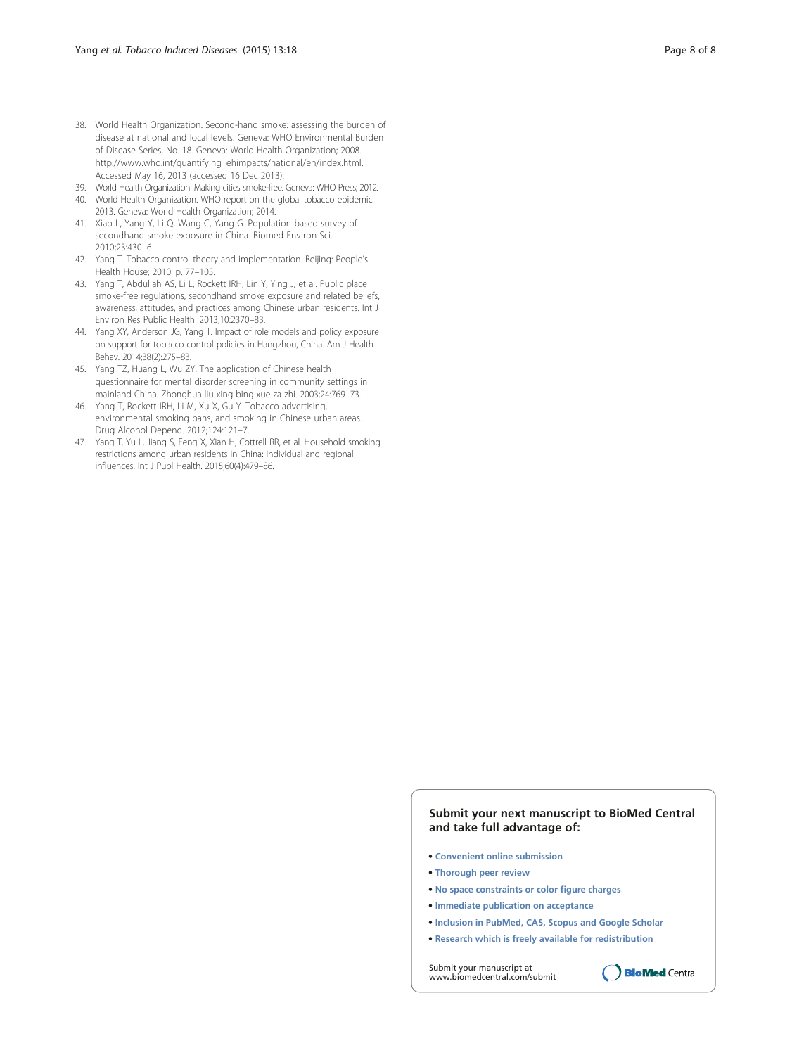38. World Health Organization. Second-hand smoke: assessing the burden of disease at national and local levels. Geneva: WHO Environmental Burden of Disease Series, No. 18. Geneva: World Health Organization; 2008. http://www.who.int/quantifying_ehimpacts/national/en/index.html. Accessed May 16, 2013 (accessed 16 Dec 2013).
39. World Health Organization. Making cities smoke-free. Geneva: WHO Press; 2012.
40. World Health Organization. WHO report on the global tobacco epidemic 2013. Geneva: World Health Organization; 2014.
41. Xiao L, Yang Y, Li Q, Wang C, Yang G. Population based survey of secondhand smoke exposure in China. Biomed Environ Sci. 2010;23:430–6.
42. Yang T. Tobacco control theory and implementation. Beijing: People's Health House; 2010. p. 77–105.
43. Yang T, Abdullah AS, Li L, Rockett IRH, Lin Y, Ying J, et al. Public place smoke-free regulations, secondhand smoke exposure and related beliefs, awareness, attitudes, and practices among Chinese urban residents. Int J Environ Res Public Health. 2013;10:2370–83.
44. Yang XY, Anderson JG, Yang T. Impact of role models and policy exposure on support for tobacco control policies in Hangzhou, China. Am J Health Behav. 2014;38(2):275–83.
45. Yang TZ, Huang L, Wu ZY. The application of Chinese health questionnaire for mental disorder screening in community settings in mainland China. Zhonghua liu xing bing xue za zhi. 2003;24:769–73.
46. Yang T, Rockett IRH, Li M, Xu X, Gu Y. Tobacco advertising, environmental smoking bans, and smoking in Chinese urban areas. Drug Alcohol Depend. 2012;124:121–7.
47. Yang T, Yu L, Jiang S, Feng X, Xian H, Cottrell RR, et al. Household smoking restrictions among urban residents in China: individual and regional influences. Int J Publ Health. 2015;60(4):479–86.

**Submit your next manuscript to BioMed Central and take full advantage of:**

- **Convenient online submission**
- **Thorough peer review**
- **No space constraints or color figure charges**
- **Immediate publication on acceptance**
- **Inclusion in PubMed, CAS, Scopus and Google Scholar**
- **Research which is freely available for redistribution**

Submit your manuscript at
www.biomedcentral.com/submit

BioMed Central